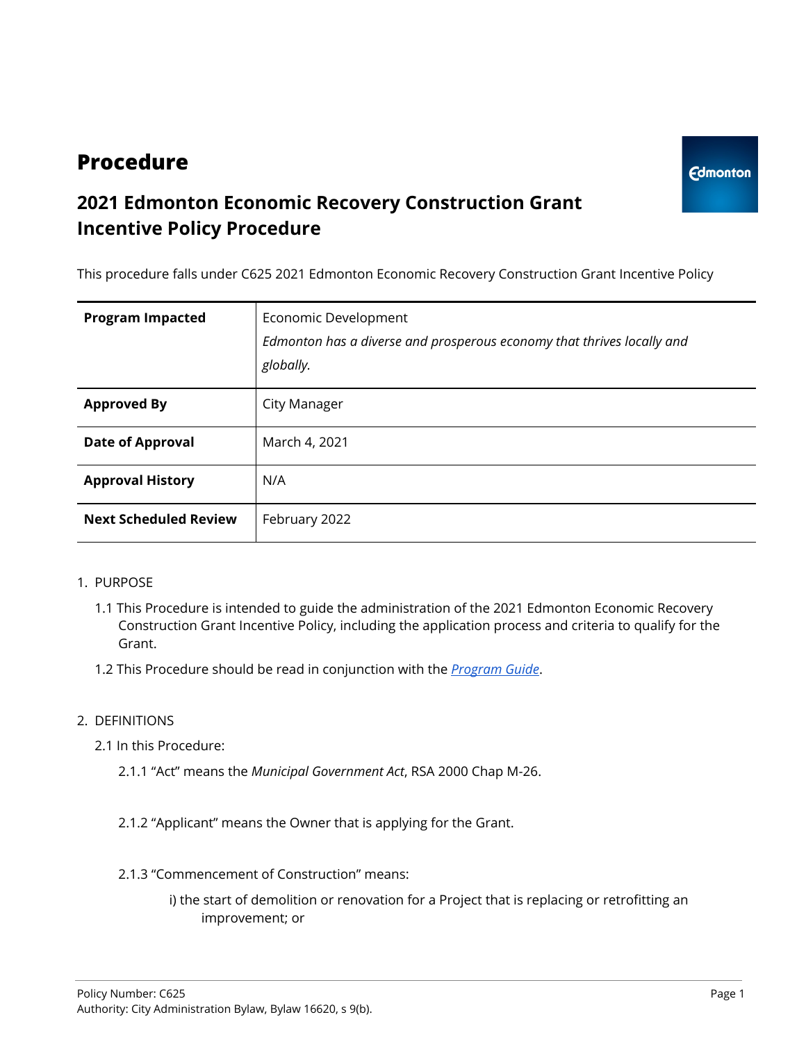# Procedure

## 2021 Edmonton Economic Recovery Construction Grant Incentive Policy Procedure

This procedure falls under C625 2021 Edmonton Economic Recovery Construction Grant Incentive Policy

| | |
|---|---|
| **Program Impacted** | Economic Development<br>*Edmonton has a diverse and prosperous economy that thrives locally and globally.* |
| **Approved By** | City Manager |
| **Date of Approval** | March 4, 2021 |
| **Approval History** | N/A |
| **Next Scheduled Review** | February 2022 |

1. PURPOSE

   1.1 This Procedure is intended to guide the administration of the 2021 Edmonton Economic Recovery Construction Grant Incentive Policy, including the application process and criteria to qualify for the Grant.

   1.2 This Procedure should be read in conjunction with the *Program Guide*.

2. DEFINITIONS

   2.1 In this Procedure:

   2.1.1 "Act" means the *Municipal Government Act*, RSA 2000 Chap M-26.

   2.1.2 "Applicant" means the Owner that is applying for the Grant.

   2.1.3 "Commencement of Construction" means:

   i) the start of demolition or renovation for a Project that is replacing or retrofitting an improvement; or

Policy Number: C625
Authority: City Administration Bylaw, Bylaw 16620, s 9(b).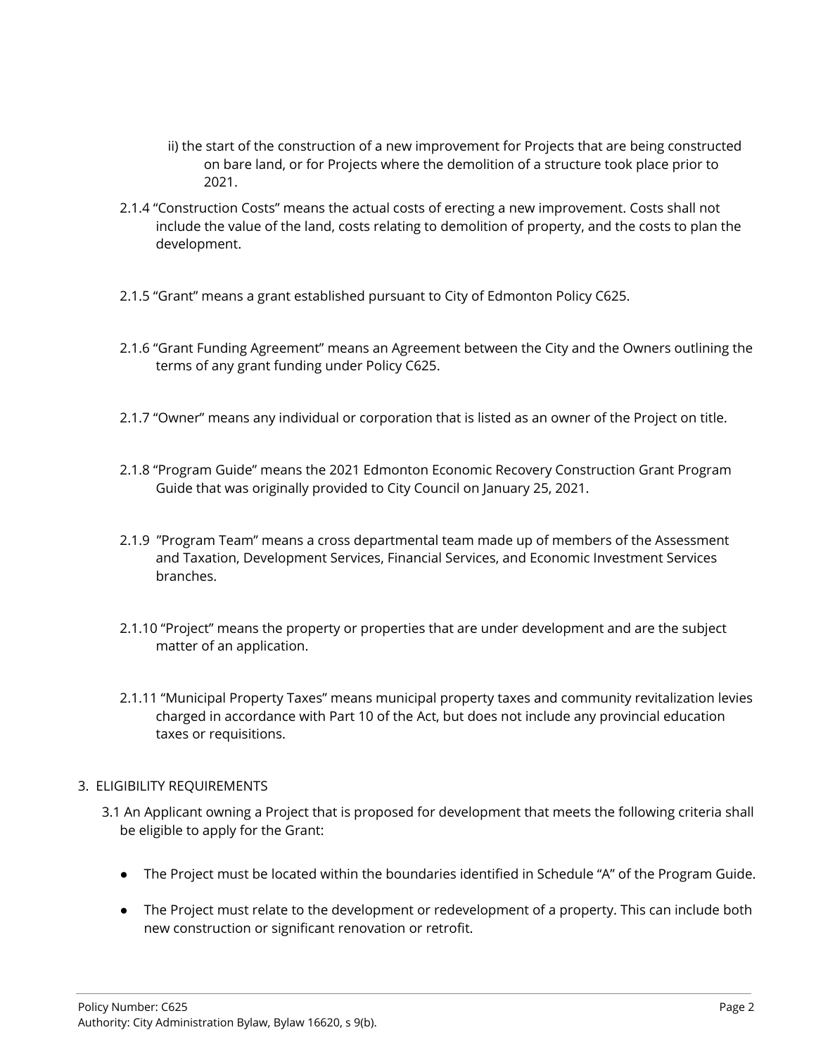ii) the start of the construction of a new improvement for Projects that are being constructed on bare land, or for Projects where the demolition of a structure took place prior to 2021.

2.1.4 “Construction Costs” means the actual costs of erecting a new improvement. Costs shall not include the value of the land, costs relating to demolition of property, and the costs to plan the development.

2.1.5 “Grant” means a grant established pursuant to City of Edmonton Policy C625.

2.1.6 “Grant Funding Agreement” means an Agreement between the City and the Owners outlining the terms of any grant funding under Policy C625.

2.1.7 “Owner” means any individual or corporation that is listed as an owner of the Project on title.

2.1.8 “Program Guide” means the 2021 Edmonton Economic Recovery Construction Grant Program Guide that was originally provided to City Council on January 25, 2021.

2.1.9 ”Program Team” means a cross departmental team made up of members of the Assessment and Taxation, Development Services, Financial Services, and Economic Investment Services branches.

2.1.10 “Project” means the property or properties that are under development and are the subject matter of an application.

2.1.11 “Municipal Property Taxes” means municipal property taxes and community revitalization levies charged in accordance with Part 10 of the Act, but does not include any provincial education taxes or requisitions.

3. ELIGIBILITY REQUIREMENTS

3.1 An Applicant owning a Project that is proposed for development that meets the following criteria shall be eligible to apply for the Grant:

- The Project must be located within the boundaries identified in Schedule “A” of the Program Guide.
- The Project must relate to the development or redevelopment of a property. This can include both new construction or significant renovation or retrofit.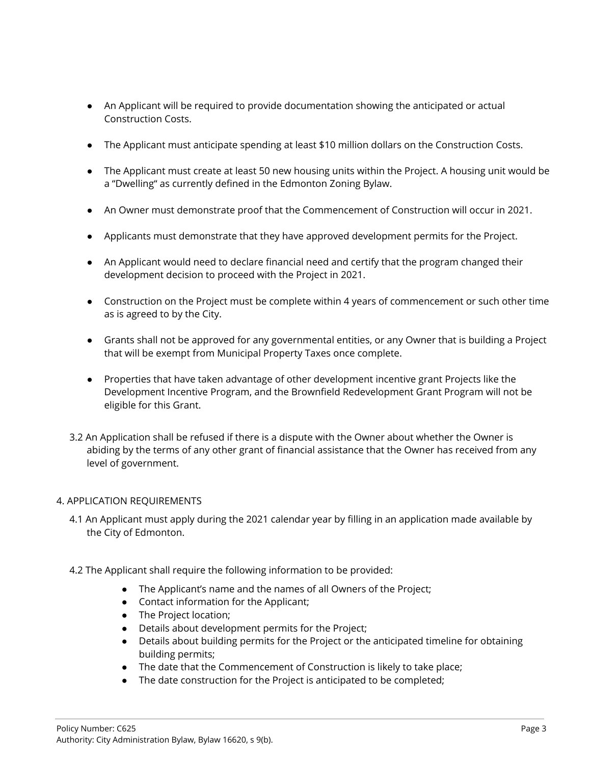- An Applicant will be required to provide documentation showing the anticipated or actual Construction Costs.

- The Applicant must anticipate spending at least $10 million dollars on the Construction Costs.

- The Applicant must create at least 50 new housing units within the Project. A housing unit would be a "Dwelling" as currently defined in the Edmonton Zoning Bylaw.

- An Owner must demonstrate proof that the Commencement of Construction will occur in 2021.

- Applicants must demonstrate that they have approved development permits for the Project.

- An Applicant would need to declare financial need and certify that the program changed their development decision to proceed with the Project in 2021.

- Construction on the Project must be complete within 4 years of commencement or such other time as is agreed to by the City.

- Grants shall not be approved for any governmental entities, or any Owner that is building a Project that will be exempt from Municipal Property Taxes once complete.

- Properties that have taken advantage of other development incentive grant Projects like the Development Incentive Program, and the Brownfield Redevelopment Grant Program will not be eligible for this Grant.

3.2 An Application shall be refused if there is a dispute with the Owner about whether the Owner is abiding by the terms of any other grant of financial assistance that the Owner has received from any level of government.

4. APPLICATION REQUIREMENTS

4.1 An Applicant must apply during the 2021 calendar year by filling in an application made available by the City of Edmonton.

4.2 The Applicant shall require the following information to be provided:

- The Applicant's name and the names of all Owners of the Project;
- Contact information for the Applicant;
- The Project location;
- Details about development permits for the Project;
- Details about building permits for the Project or the anticipated timeline for obtaining building permits;
- The date that the Commencement of Construction is likely to take place;
- The date construction for the Project is anticipated to be completed;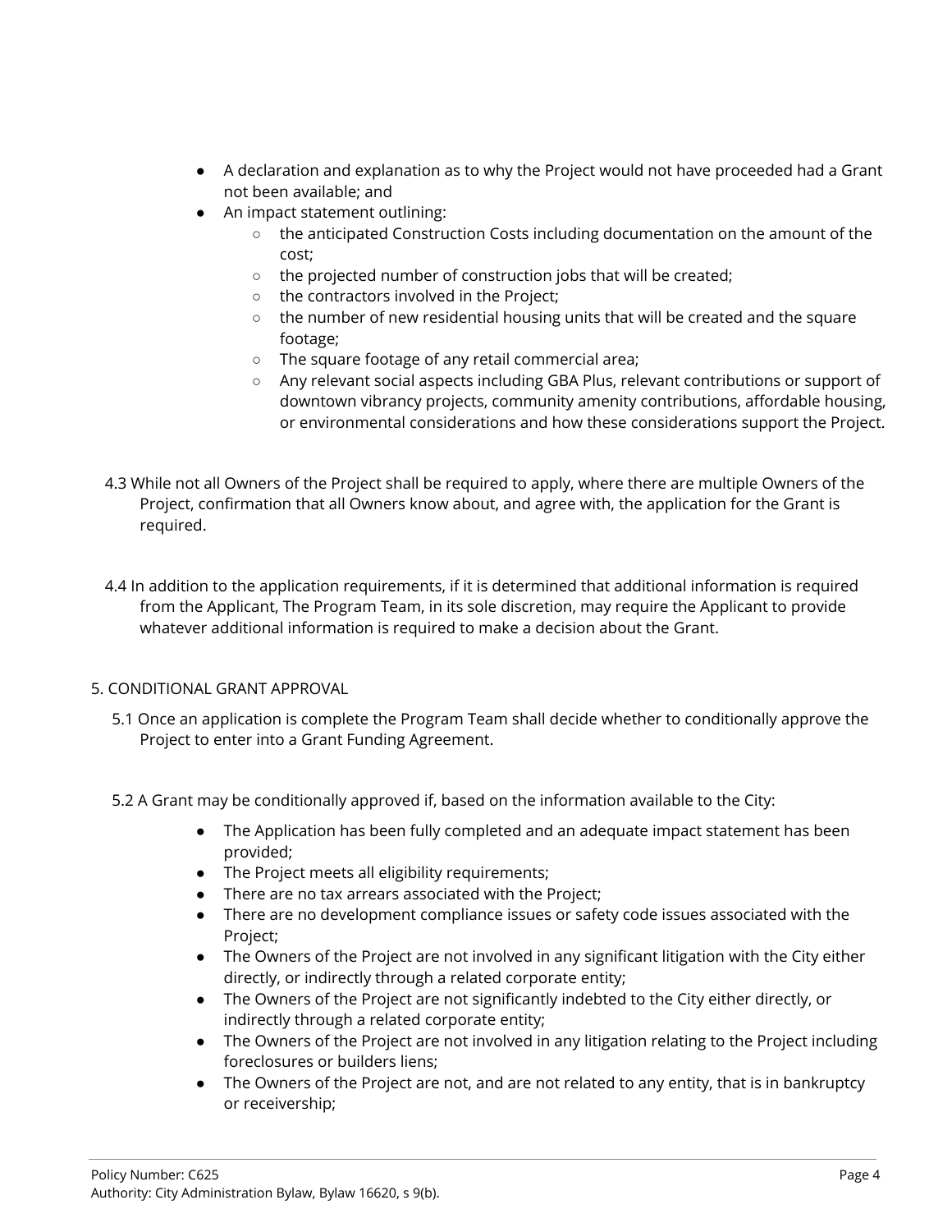- A declaration and explanation as to why the Project would not have proceeded had a Grant not been available; and
- An impact statement outlining:
  - the anticipated Construction Costs including documentation on the amount of the cost;
  - the projected number of construction jobs that will be created;
  - the contractors involved in the Project;
  - the number of new residential housing units that will be created and the square footage;
  - The square footage of any retail commercial area;
  - Any relevant social aspects including GBA Plus, relevant contributions or support of downtown vibrancy projects, community amenity contributions, affordable housing, or environmental considerations and how these considerations support the Project.

4.3 While not all Owners of the Project shall be required to apply, where there are multiple Owners of the Project, confirmation that all Owners know about, and agree with, the application for the Grant is required.

4.4 In addition to the application requirements, if it is determined that additional information is required from the Applicant, The Program Team, in its sole discretion, may require the Applicant to provide whatever additional information is required to make a decision about the Grant.

## 5. CONDITIONAL GRANT APPROVAL

5.1 Once an application is complete the Program Team shall decide whether to conditionally approve the Project to enter into a Grant Funding Agreement.

5.2 A Grant may be conditionally approved if, based on the information available to the City:

- The Application has been fully completed and an adequate impact statement has been provided;
- The Project meets all eligibility requirements;
- There are no tax arrears associated with the Project;
- There are no development compliance issues or safety code issues associated with the Project;
- The Owners of the Project are not involved in any significant litigation with the City either directly, or indirectly through a related corporate entity;
- The Owners of the Project are not significantly indebted to the City either directly, or indirectly through a related corporate entity;
- The Owners of the Project are not involved in any litigation relating to the Project including foreclosures or builders liens;
- The Owners of the Project are not, and are not related to any entity, that is in bankruptcy or receivership;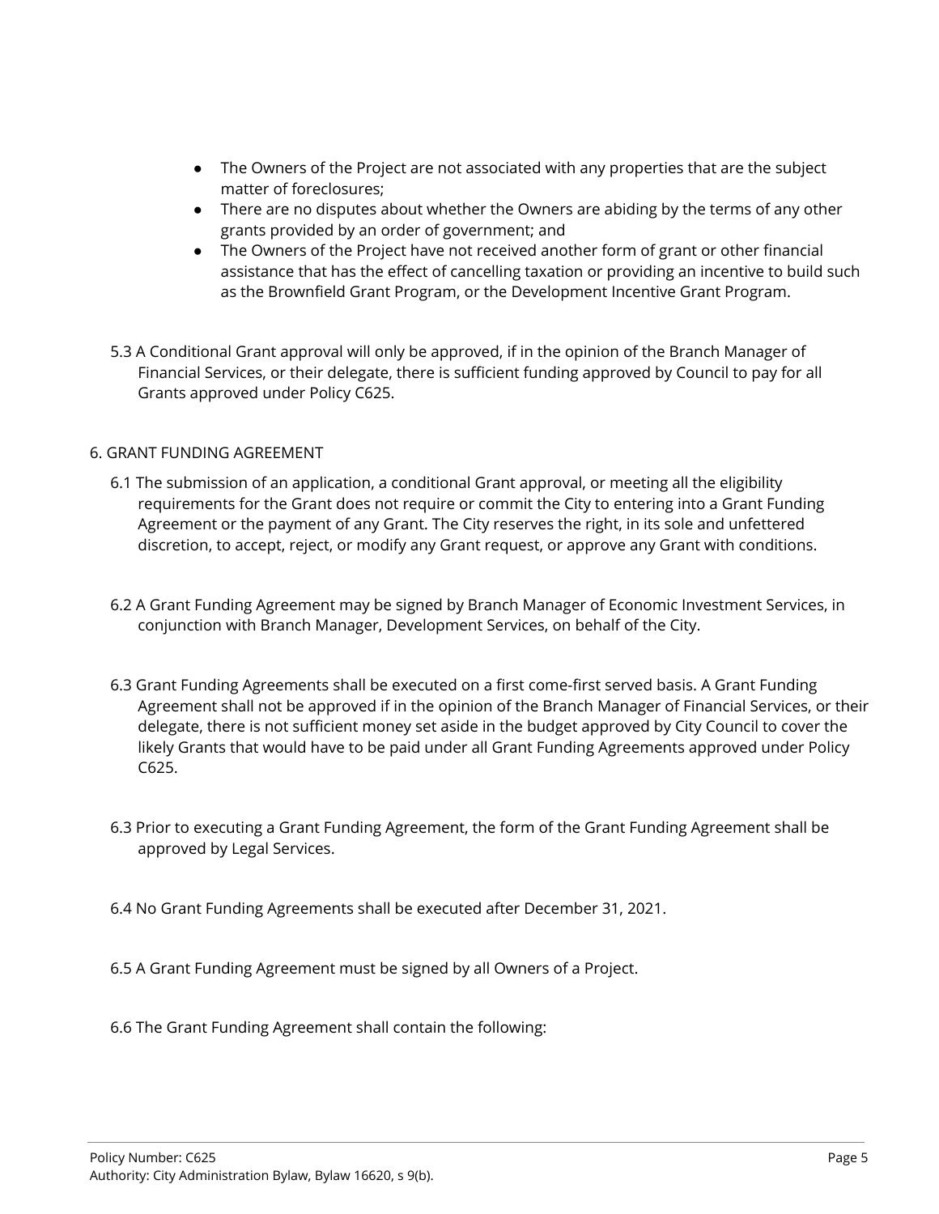- The Owners of the Project are not associated with any properties that are the subject matter of foreclosures;
- There are no disputes about whether the Owners are abiding by the terms of any other grants provided by an order of government; and
- The Owners of the Project have not received another form of grant or other financial assistance that has the effect of cancelling taxation or providing an incentive to build such as the Brownfield Grant Program, or the Development Incentive Grant Program.

5.3 A Conditional Grant approval will only be approved, if in the opinion of the Branch Manager of Financial Services, or their delegate, there is sufficient funding approved by Council to pay for all Grants approved under Policy C625.

6. GRANT FUNDING AGREEMENT

6.1 The submission of an application, a conditional Grant approval, or meeting all the eligibility requirements for the Grant does not require or commit the City to entering into a Grant Funding Agreement or the payment of any Grant. The City reserves the right, in its sole and unfettered discretion, to accept, reject, or modify any Grant request, or approve any Grant with conditions.

6.2 A Grant Funding Agreement may be signed by Branch Manager of Economic Investment Services, in conjunction with Branch Manager, Development Services, on behalf of the City.

6.3 Grant Funding Agreements shall be executed on a first come-first served basis. A Grant Funding Agreement shall not be approved if in the opinion of the Branch Manager of Financial Services, or their delegate, there is not sufficient money set aside in the budget approved by City Council to cover the likely Grants that would have to be paid under all Grant Funding Agreements approved under Policy C625.

6.3 Prior to executing a Grant Funding Agreement, the form of the Grant Funding Agreement shall be approved by Legal Services.

6.4 No Grant Funding Agreements shall be executed after December 31, 2021.

6.5 A Grant Funding Agreement must be signed by all Owners of a Project.

6.6 The Grant Funding Agreement shall contain the following: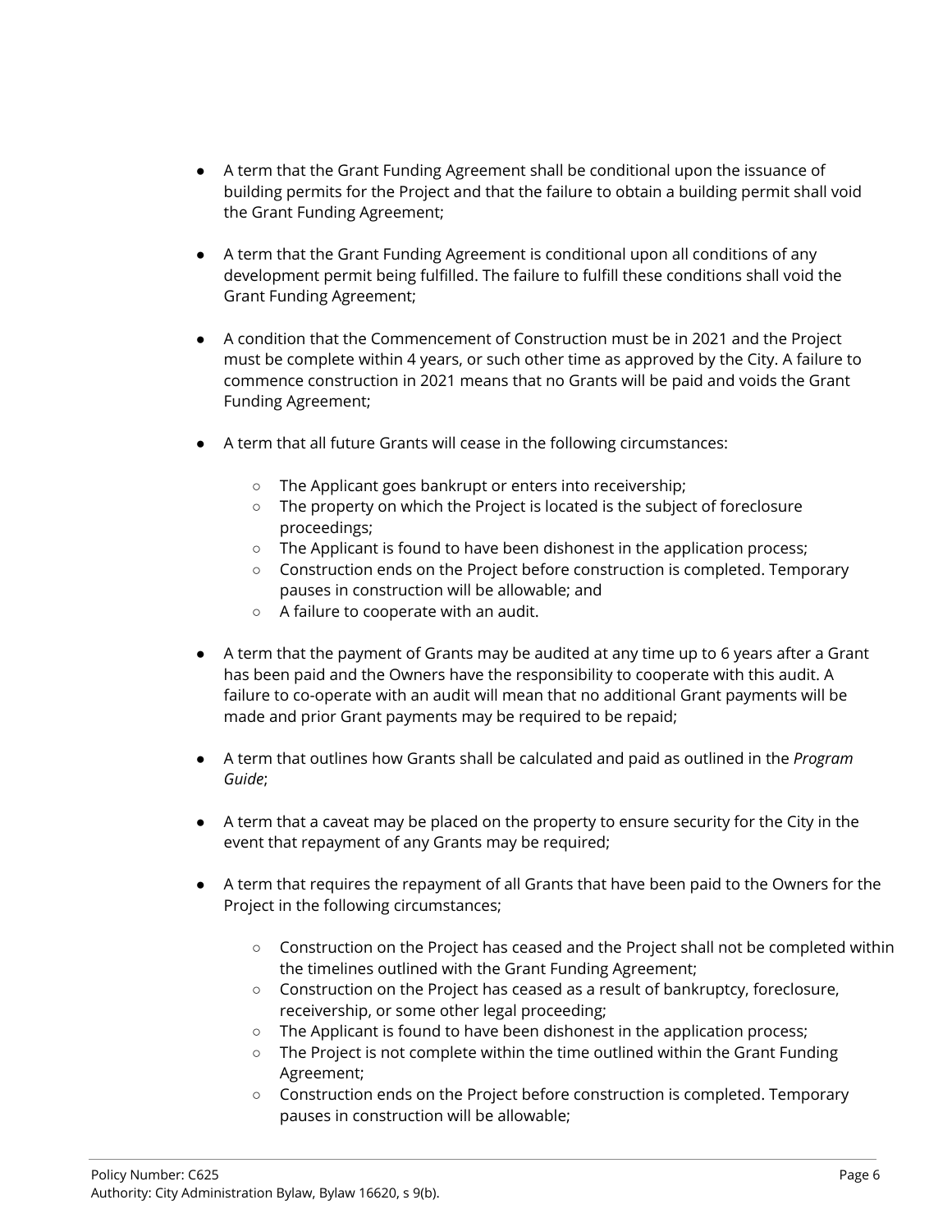- A term that the Grant Funding Agreement shall be conditional upon the issuance of building permits for the Project and that the failure to obtain a building permit shall void the Grant Funding Agreement;

- A term that the Grant Funding Agreement is conditional upon all conditions of any development permit being fulfilled. The failure to fulfill these conditions shall void the Grant Funding Agreement;

- A condition that the Commencement of Construction must be in 2021 and the Project must be complete within 4 years, or such other time as approved by the City. A failure to commence construction in 2021 means that no Grants will be paid and voids the Grant Funding Agreement;

- A term that all future Grants will cease in the following circumstances:
    - The Applicant goes bankrupt or enters into receivership;
    - The property on which the Project is located is the subject of foreclosure proceedings;
    - The Applicant is found to have been dishonest in the application process;
    - Construction ends on the Project before construction is completed. Temporary pauses in construction will be allowable; and
    - A failure to cooperate with an audit.

- A term that the payment of Grants may be audited at any time up to 6 years after a Grant has been paid and the Owners have the responsibility to cooperate with this audit. A failure to co-operate with an audit will mean that no additional Grant payments will be made and prior Grant payments may be required to be repaid;

- A term that outlines how Grants shall be calculated and paid as outlined in the *Program Guide*;

- A term that a caveat may be placed on the property to ensure security for the City in the event that repayment of any Grants may be required;

- A term that requires the repayment of all Grants that have been paid to the Owners for the Project in the following circumstances;
    - Construction on the Project has ceased and the Project shall not be completed within the timelines outlined with the Grant Funding Agreement;
    - Construction on the Project has ceased as a result of bankruptcy, foreclosure, receivership, or some other legal proceeding;
    - The Applicant is found to have been dishonest in the application process;
    - The Project is not complete within the time outlined within the Grant Funding Agreement;
    - Construction ends on the Project before construction is completed. Temporary pauses in construction will be allowable;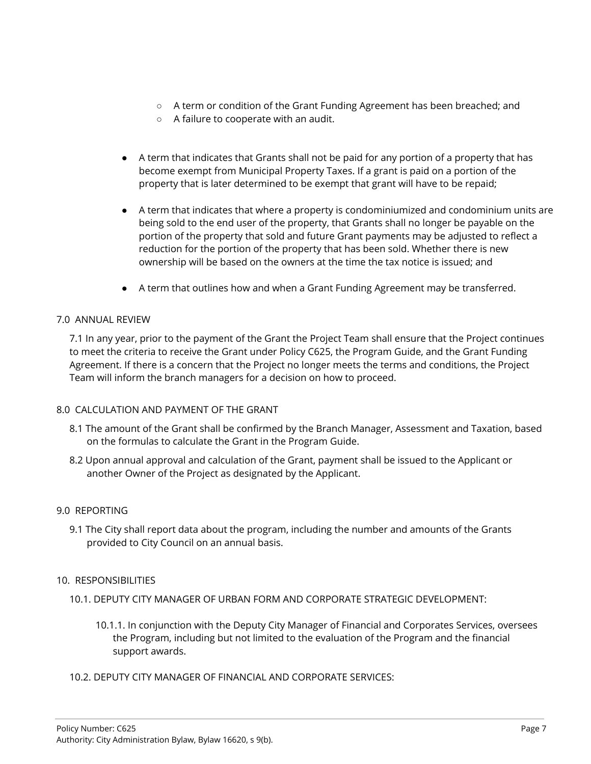- A term or condition of the Grant Funding Agreement has been breached; and
  - A failure to cooperate with an audit.

- A term that indicates that Grants shall not be paid for any portion of a property that has become exempt from Municipal Property Taxes. If a grant is paid on a portion of the property that is later determined to be exempt that grant will have to be repaid;

- A term that indicates that where a property is condominiumized and condominium units are being sold to the end user of the property, that Grants shall no longer be payable on the portion of the property that sold and future Grant payments may be adjusted to reflect a reduction for the portion of the property that has been sold. Whether there is new ownership will be based on the owners at the time the tax notice is issued; and

- A term that outlines how and when a Grant Funding Agreement may be transferred.

## 7.0 ANNUAL REVIEW

7.1 In any year, prior to the payment of the Grant the Project Team shall ensure that the Project continues to meet the criteria to receive the Grant under Policy C625, the Program Guide, and the Grant Funding Agreement. If there is a concern that the Project no longer meets the terms and conditions, the Project Team will inform the branch managers for a decision on how to proceed.

## 8.0 CALCULATION AND PAYMENT OF THE GRANT

8.1 The amount of the Grant shall be confirmed by the Branch Manager, Assessment and Taxation, based on the formulas to calculate the Grant in the Program Guide.

8.2 Upon annual approval and calculation of the Grant, payment shall be issued to the Applicant or another Owner of the Project as designated by the Applicant.

## 9.0 REPORTING

9.1 The City shall report data about the program, including the number and amounts of the Grants provided to City Council on an annual basis.

## 10. RESPONSIBILITIES

### 10.1. DEPUTY CITY MANAGER OF URBAN FORM AND CORPORATE STRATEGIC DEVELOPMENT:

10.1.1. In conjunction with the Deputy City Manager of Financial and Corporates Services, oversees the Program, including but not limited to the evaluation of the Program and the financial support awards.

### 10.2. DEPUTY CITY MANAGER OF FINANCIAL AND CORPORATE SERVICES: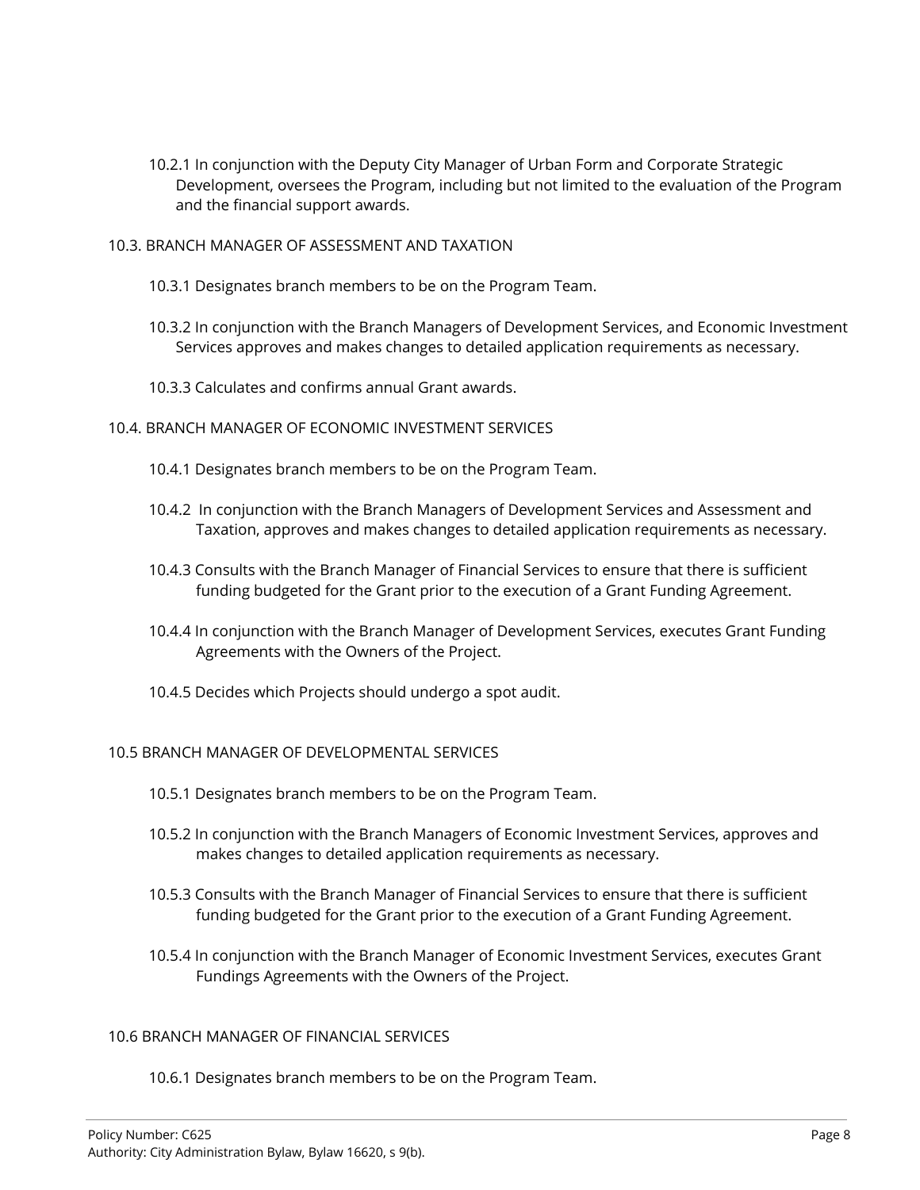10.2.1 In conjunction with the Deputy City Manager of Urban Form and Corporate Strategic Development, oversees the Program, including but not limited to the evaluation of the Program and the financial support awards.

10.3. BRANCH MANAGER OF ASSESSMENT AND TAXATION

10.3.1 Designates branch members to be on the Program Team.

10.3.2 In conjunction with the Branch Managers of Development Services, and Economic Investment Services approves and makes changes to detailed application requirements as necessary.

10.3.3 Calculates and confirms annual Grant awards.

10.4. BRANCH MANAGER OF ECONOMIC INVESTMENT SERVICES

10.4.1 Designates branch members to be on the Program Team.

10.4.2 In conjunction with the Branch Managers of Development Services and Assessment and Taxation, approves and makes changes to detailed application requirements as necessary.

10.4.3 Consults with the Branch Manager of Financial Services to ensure that there is sufficient funding budgeted for the Grant prior to the execution of a Grant Funding Agreement.

10.4.4 In conjunction with the Branch Manager of Development Services, executes Grant Funding Agreements with the Owners of the Project.

10.4.5 Decides which Projects should undergo a spot audit.

10.5 BRANCH MANAGER OF DEVELOPMENTAL SERVICES

10.5.1 Designates branch members to be on the Program Team.

10.5.2 In conjunction with the Branch Managers of Economic Investment Services, approves and makes changes to detailed application requirements as necessary.

10.5.3 Consults with the Branch Manager of Financial Services to ensure that there is sufficient funding budgeted for the Grant prior to the execution of a Grant Funding Agreement.

10.5.4 In conjunction with the Branch Manager of Economic Investment Services, executes Grant Fundings Agreements with the Owners of the Project.

10.6 BRANCH MANAGER OF FINANCIAL SERVICES

10.6.1 Designates branch members to be on the Program Team.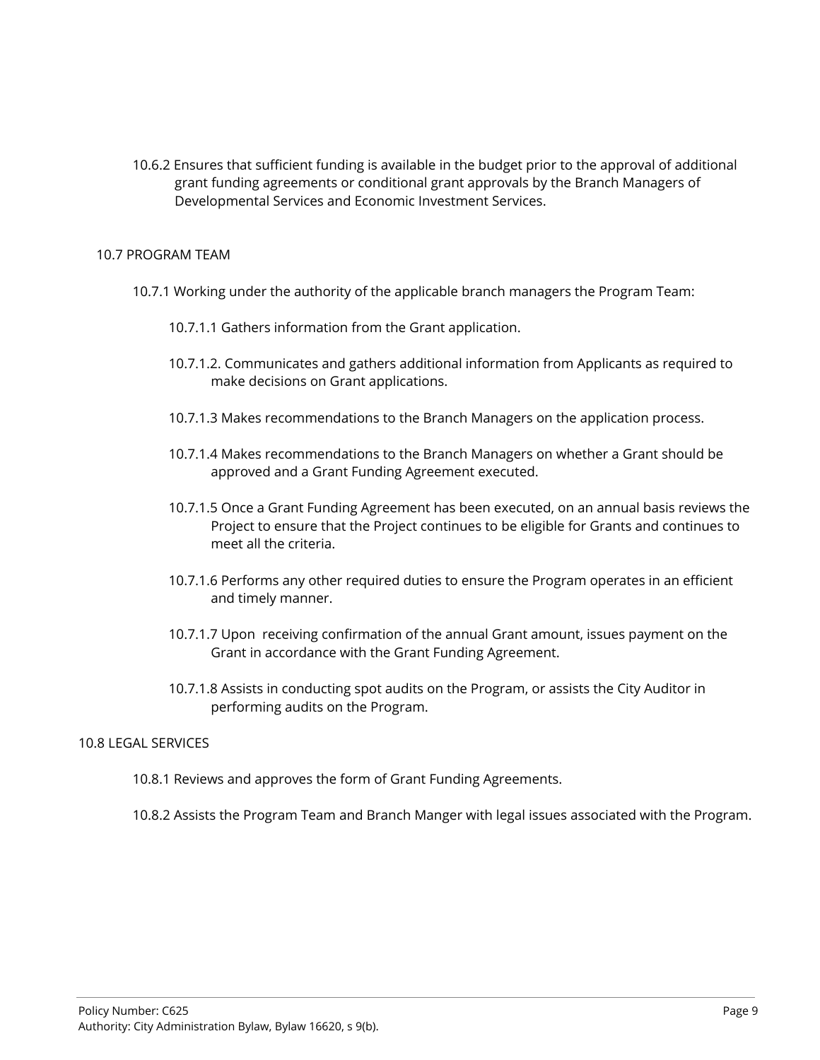10.6.2 Ensures that sufficient funding is available in the budget prior to the approval of additional grant funding agreements or conditional grant approvals by the Branch Managers of Developmental Services and Economic Investment Services.

10.7 PROGRAM TEAM

10.7.1 Working under the authority of the applicable branch managers the Program Team:

10.7.1.1 Gathers information from the Grant application.

10.7.1.2. Communicates and gathers additional information from Applicants as required to make decisions on Grant applications.

10.7.1.3 Makes recommendations to the Branch Managers on the application process.

10.7.1.4 Makes recommendations to the Branch Managers on whether a Grant should be approved and a Grant Funding Agreement executed.

10.7.1.5 Once a Grant Funding Agreement has been executed, on an annual basis reviews the Project to ensure that the Project continues to be eligible for Grants and continues to meet all the criteria.

10.7.1.6 Performs any other required duties to ensure the Program operates in an efficient and timely manner.

10.7.1.7 Upon receiving confirmation of the annual Grant amount, issues payment on the Grant in accordance with the Grant Funding Agreement.

10.7.1.8 Assists in conducting spot audits on the Program, or assists the City Auditor in performing audits on the Program.

10.8 LEGAL SERVICES

10.8.1 Reviews and approves the form of Grant Funding Agreements.

10.8.2 Assists the Program Team and Branch Manger with legal issues associated with the Program.